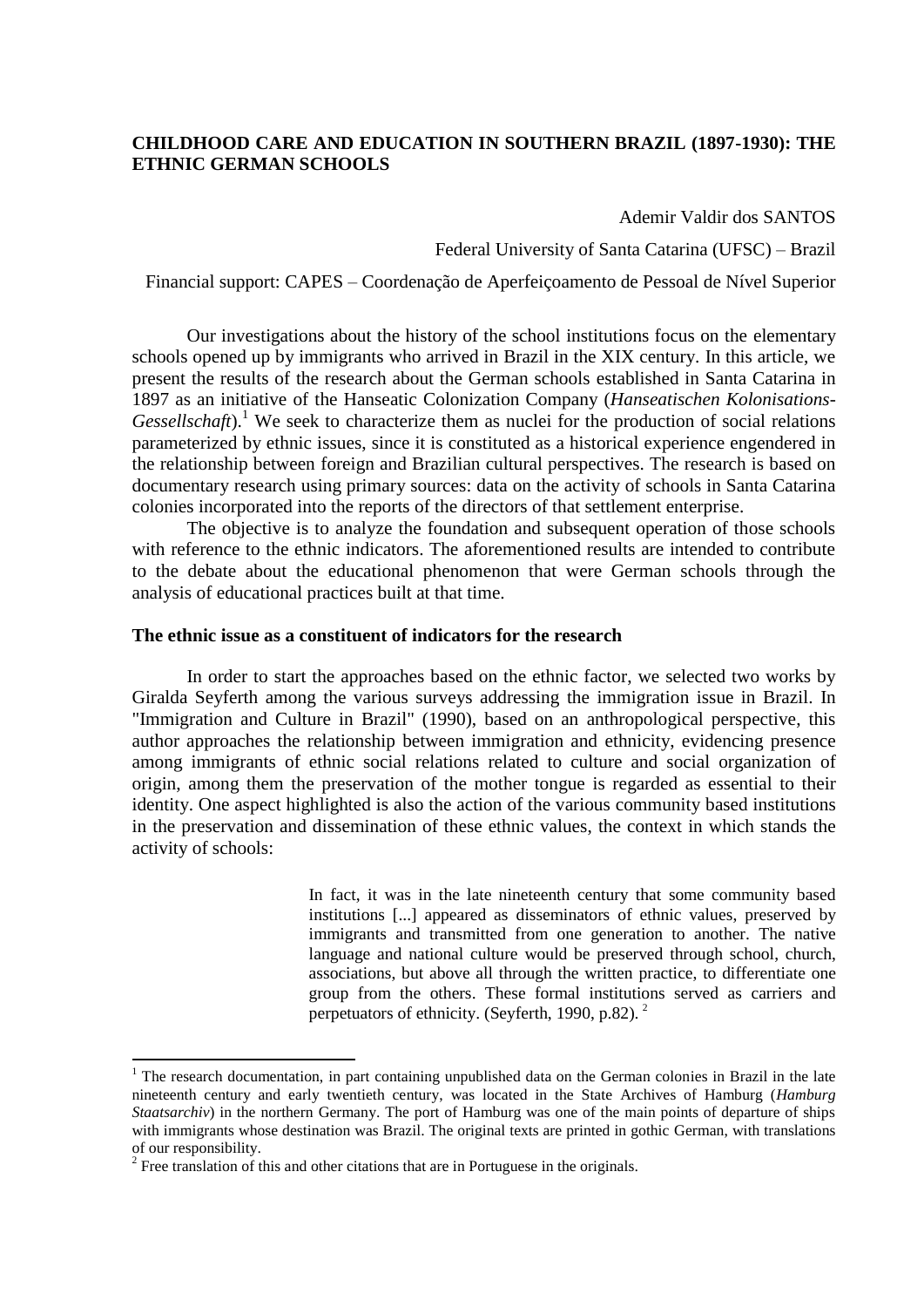# CHILDHOOD CARE AND EDUCATION IN SOUTHERN BRAZIL (1897-1930): THE ETHNIC GERMAN SCHOOLS

Ademir Valdir dos SANTOS

Federal University of Santa Catarina (UFSC) – Brazil

Financial support: CAPES – Coordenação de Aperfeiçoamento de Pessoal de Nível Superior

Our investigations about the history of the school institutions focus on the elementary schools opened up by immigrants who arrived in Brazil in the XIX century. In this article, we present the results of the research about the German schools established in Santa Catarina in 1897 as an initiative of the Hanseatic Colonization Company (*Hanseatischen Kolonisations-Gessellschaft*).[1] We seek to characterize them as nuclei for the production of social relations parameterized by ethnic issues, since it is constituted as a historical experience engendered in the relationship between foreign and Brazilian cultural perspectives. The research is based on documentary research using primary sources: data on the activity of schools in Santa Catarina colonies incorporated into the reports of the directors of that settlement enterprise.

The objective is to analyze the foundation and subsequent operation of those schools with reference to the ethnic indicators. The aforementioned results are intended to contribute to the debate about the educational phenomenon that were German schools through the analysis of educational practices built at that time.

## The ethnic issue as a constituent of indicators for the research

In order to start the approaches based on the ethnic factor, we selected two works by Giralda Seyferth among the various surveys addressing the immigration issue in Brazil. In "Immigration and Culture in Brazil" (1990), based on an anthropological perspective, this author approaches the relationship between immigration and ethnicity, evidencing presence among immigrants of ethnic social relations related to culture and social organization of origin, among them the preservation of the mother tongue is regarded as essential to their identity. One aspect highlighted is also the action of the various community based institutions in the preservation and dissemination of these ethnic values, the context in which stands the activity of schools:

> In fact, it was in the late nineteenth century that some community based institutions [...] appeared as disseminators of ethnic values, preserved by immigrants and transmitted from one generation to another. The native language and national culture would be preserved through school, church, associations, but above all through the written practice, to differentiate one group from the others. These formal institutions served as carriers and perpetuators of ethnicity. (Seyferth, 1990, p.82).[2]

[1] The research documentation, in part containing unpublished data on the German colonies in Brazil in the late nineteenth century and early twentieth century, was located in the State Archives of Hamburg (*Hamburg Staatsarchiv*) in the northern Germany. The port of Hamburg was one of the main points of departure of ships with immigrants whose destination was Brazil. The original texts are printed in gothic German, with translations of our responsibility.

[2] Free translation of this and other citations that are in Portuguese in the originals.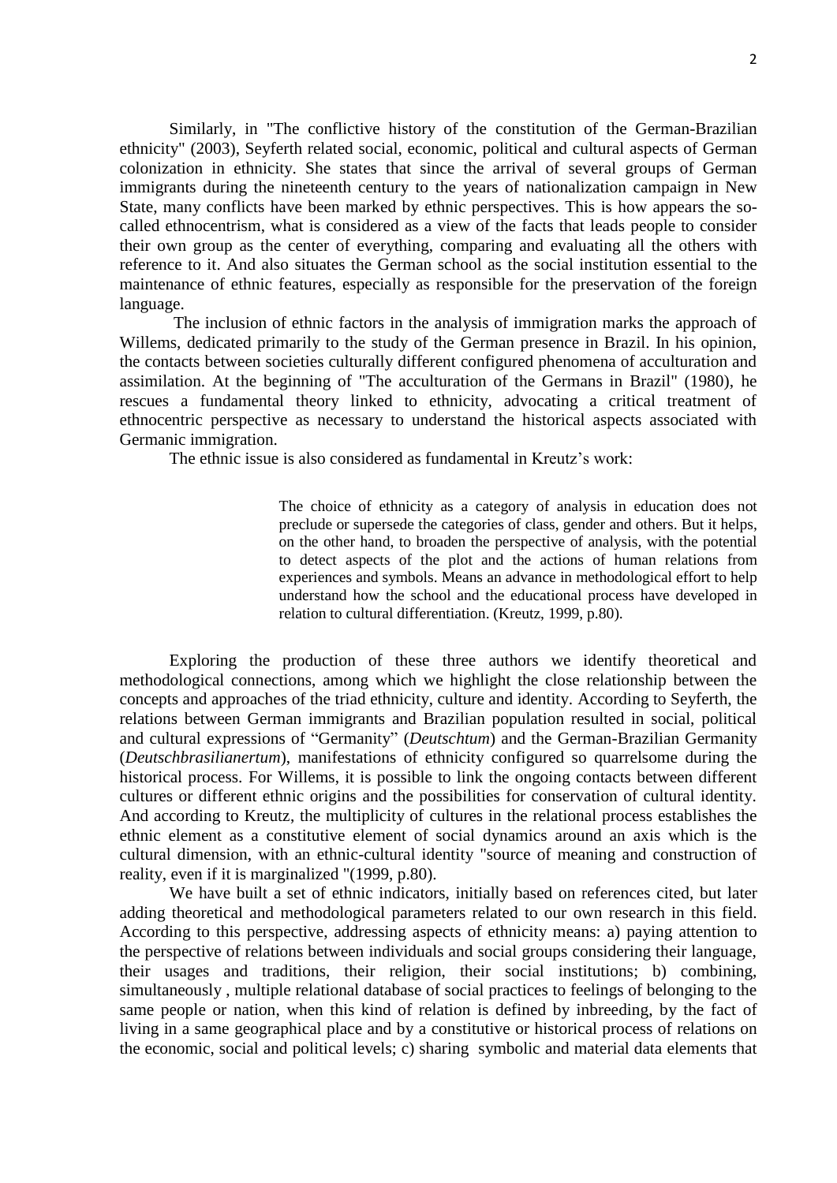Similarly, in "The conflictive history of the constitution of the German-Brazilian ethnicity" (2003), Seyferth related social, economic, political and cultural aspects of German colonization in ethnicity. She states that since the arrival of several groups of German immigrants during the nineteenth century to the years of nationalization campaign in New State, many conflicts have been marked by ethnic perspectives. This is how appears the so-called ethnocentrism, what is considered as a view of the facts that leads people to consider their own group as the center of everything, comparing and evaluating all the others with reference to it. And also situates the German school as the social institution essential to the maintenance of ethnic features, especially as responsible for the preservation of the foreign language.

The inclusion of ethnic factors in the analysis of immigration marks the approach of Willems, dedicated primarily to the study of the German presence in Brazil. In his opinion, the contacts between societies culturally different configured phenomena of acculturation and assimilation. At the beginning of "The acculturation of the Germans in Brazil" (1980), he rescues a fundamental theory linked to ethnicity, advocating a critical treatment of ethnocentric perspective as necessary to understand the historical aspects associated with Germanic immigration.

The ethnic issue is also considered as fundamental in Kreutz's work:

> The choice of ethnicity as a category of analysis in education does not preclude or supersede the categories of class, gender and others. But it helps, on the other hand, to broaden the perspective of analysis, with the potential to detect aspects of the plot and the actions of human relations from experiences and symbols. Means an advance in methodological effort to help understand how the school and the educational process have developed in relation to cultural differentiation. (Kreutz, 1999, p.80).

Exploring the production of these three authors we identify theoretical and methodological connections, among which we highlight the close relationship between the concepts and approaches of the triad ethnicity, culture and identity. According to Seyferth, the relations between German immigrants and Brazilian population resulted in social, political and cultural expressions of "Germanity" (*Deutschtum*) and the German-Brazilian Germanity (*Deutschbrasilianertum*), manifestations of ethnicity configured so quarrelsome during the historical process. For Willems, it is possible to link the ongoing contacts between different cultures or different ethnic origins and the possibilities for conservation of cultural identity. And according to Kreutz, the multiplicity of cultures in the relational process establishes the ethnic element as a constitutive element of social dynamics around an axis which is the cultural dimension, with an ethnic-cultural identity "source of meaning and construction of reality, even if it is marginalized "(1999, p.80).

We have built a set of ethnic indicators, initially based on references cited, but later adding theoretical and methodological parameters related to our own research in this field. According to this perspective, addressing aspects of ethnicity means: a) paying attention to the perspective of relations between individuals and social groups considering their language, their usages and traditions, their religion, their social institutions; b) combining, simultaneously , multiple relational database of social practices to feelings of belonging to the same people or nation, when this kind of relation is defined by inbreeding, by the fact of living in a same geographical place and by a constitutive or historical process of relations on the economic, social and political levels; c) sharing symbolic and material data elements that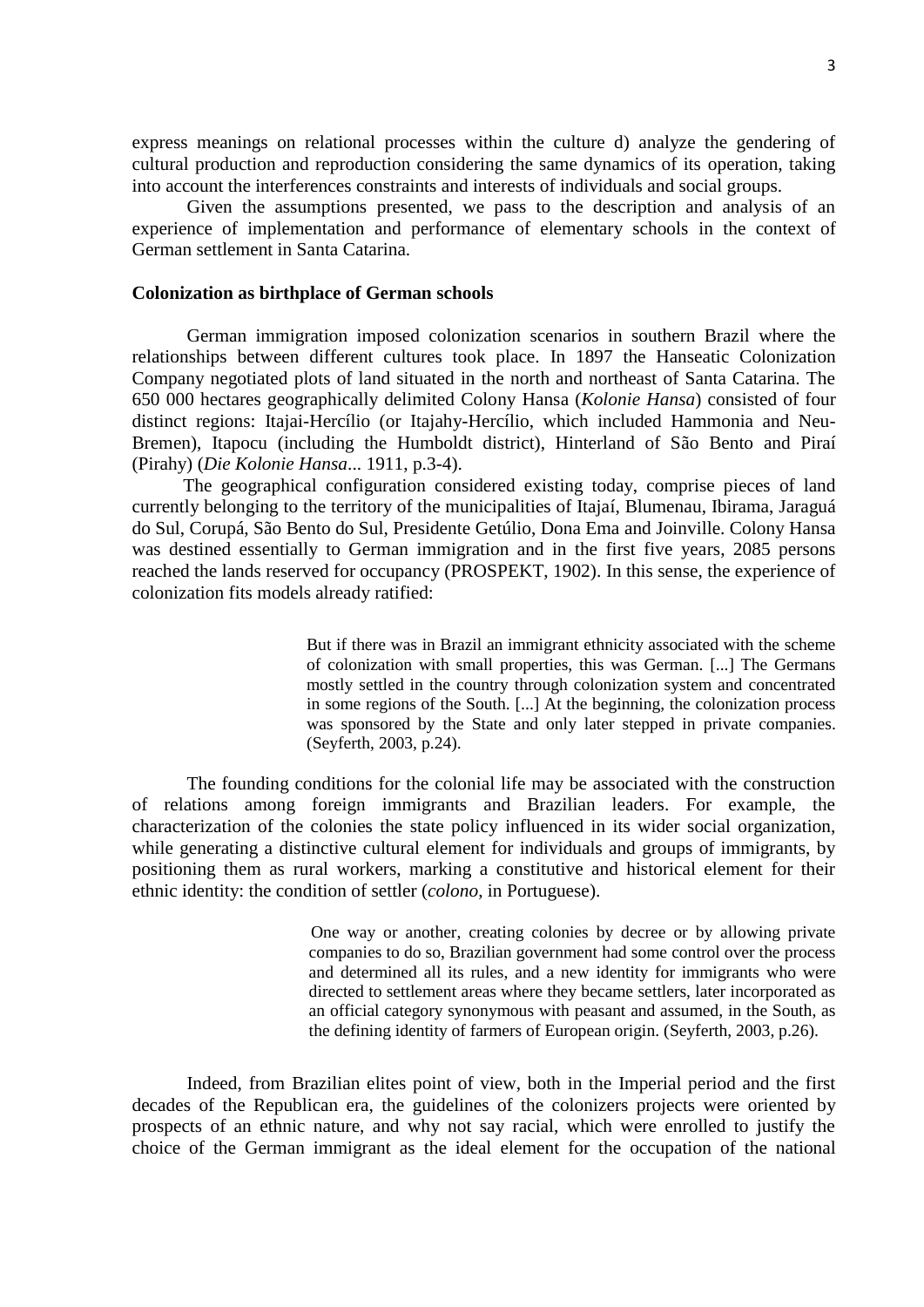express meanings on relational processes within the culture d) analyze the gendering of cultural production and reproduction considering the same dynamics of its operation, taking into account the interferences constraints and interests of individuals and social groups.

Given the assumptions presented, we pass to the description and analysis of an experience of implementation and performance of elementary schools in the context of German settlement in Santa Catarina.

**Colonization as birthplace of German schools**

German immigration imposed colonization scenarios in southern Brazil where the relationships between different cultures took place. In 1897 the Hanseatic Colonization Company negotiated plots of land situated in the north and northeast of Santa Catarina. The 650 000 hectares geographically delimited Colony Hansa (*Kolonie Hansa*) consisted of four distinct regions: Itajai-Hercílio (or Itajahy-Hercílio, which included Hammonia and Neu-Bremen), Itapocu (including the Humboldt district), Hinterland of São Bento and Piraí (Pirahy) (*Die Kolonie Hansa*... 1911, p.3-4).

The geographical configuration considered existing today, comprise pieces of land currently belonging to the territory of the municipalities of Itajaí, Blumenau, Ibirama, Jaraguá do Sul, Corupá, São Bento do Sul, Presidente Getúlio, Dona Ema and Joinville. Colony Hansa was destined essentially to German immigration and in the first five years, 2085 persons reached the lands reserved for occupancy (PROSPEKT, 1902). In this sense, the experience of colonization fits models already ratified:

> But if there was in Brazil an immigrant ethnicity associated with the scheme of colonization with small properties, this was German. [...] The Germans mostly settled in the country through colonization system and concentrated in some regions of the South. [...] At the beginning, the colonization process was sponsored by the State and only later stepped in private companies. (Seyferth, 2003, p.24).

The founding conditions for the colonial life may be associated with the construction of relations among foreign immigrants and Brazilian leaders. For example, the characterization of the colonies the state policy influenced in its wider social organization, while generating a distinctive cultural element for individuals and groups of immigrants, by positioning them as rural workers, marking a constitutive and historical element for their ethnic identity: the condition of settler (*colono*, in Portuguese).

> One way or another, creating colonies by decree or by allowing private companies to do so, Brazilian government had some control over the process and determined all its rules, and a new identity for immigrants who were directed to settlement areas where they became settlers, later incorporated as an official category synonymous with peasant and assumed, in the South, as the defining identity of farmers of European origin. (Seyferth, 2003, p.26).

Indeed, from Brazilian elites point of view, both in the Imperial period and the first decades of the Republican era, the guidelines of the colonizers projects were oriented by prospects of an ethnic nature, and why not say racial, which were enrolled to justify the choice of the German immigrant as the ideal element for the occupation of the national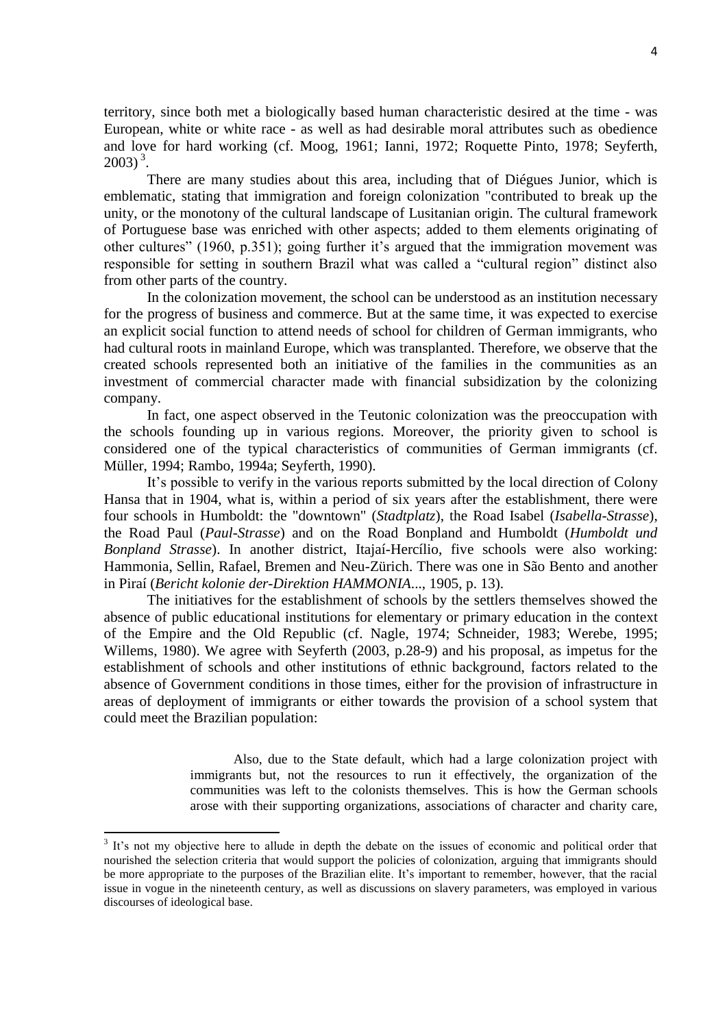territory, since both met a biologically based human characteristic desired at the time - was European, white or white race - as well as had desirable moral attributes such as obedience and love for hard working (cf. Moog, 1961; Ianni, 1972; Roquette Pinto, 1978; Seyferth, 2003) [3].

There are many studies about this area, including that of Diégues Junior, which is emblematic, stating that immigration and foreign colonization "contributed to break up the unity, or the monotony of the cultural landscape of Lusitanian origin. The cultural framework of Portuguese base was enriched with other aspects; added to them elements originating of other cultures" (1960, p.351); going further it's argued that the immigration movement was responsible for setting in southern Brazil what was called a "cultural region" distinct also from other parts of the country.

In the colonization movement, the school can be understood as an institution necessary for the progress of business and commerce. But at the same time, it was expected to exercise an explicit social function to attend needs of school for children of German immigrants, who had cultural roots in mainland Europe, which was transplanted. Therefore, we observe that the created schools represented both an initiative of the families in the communities as an investment of commercial character made with financial subsidization by the colonizing company.

In fact, one aspect observed in the Teutonic colonization was the preoccupation with the schools founding up in various regions. Moreover, the priority given to school is considered one of the typical characteristics of communities of German immigrants (cf. Müller, 1994; Rambo, 1994a; Seyferth, 1990).

It's possible to verify in the various reports submitted by the local direction of Colony Hansa that in 1904, what is, within a period of six years after the establishment, there were four schools in Humboldt: the "downtown" (*Stadtplatz*), the Road Isabel (*Isabella-Strasse*), the Road Paul (*Paul-Strasse*) and on the Road Bonpland and Humboldt (*Humboldt und Bonpland Strasse*). In another district, Itajaí-Hercílio, five schools were also working: Hammonia, Sellin, Rafael, Bremen and Neu-Zürich. There was one in São Bento and another in Piraí (*Bericht kolonie der-Direktion HAMMONIA*..., 1905, p. 13).

The initiatives for the establishment of schools by the settlers themselves showed the absence of public educational institutions for elementary or primary education in the context of the Empire and the Old Republic (cf. Nagle, 1974; Schneider, 1983; Werebe, 1995; Willems, 1980). We agree with Seyferth (2003, p.28-9) and his proposal, as impetus for the establishment of schools and other institutions of ethnic background, factors related to the absence of Government conditions in those times, either for the provision of infrastructure in areas of deployment of immigrants or either towards the provision of a school system that could meet the Brazilian population:

> Also, due to the State default, which had a large colonization project with immigrants but, not the resources to run it effectively, the organization of the communities was left to the colonists themselves. This is how the German schools arose with their supporting organizations, associations of character and charity care,

---

[3] It's not my objective here to allude in depth the debate on the issues of economic and political order that nourished the selection criteria that would support the policies of colonization, arguing that immigrants should be more appropriate to the purposes of the Brazilian elite. It's important to remember, however, that the racial issue in vogue in the nineteenth century, as well as discussions on slavery parameters, was employed in various discourses of ideological base.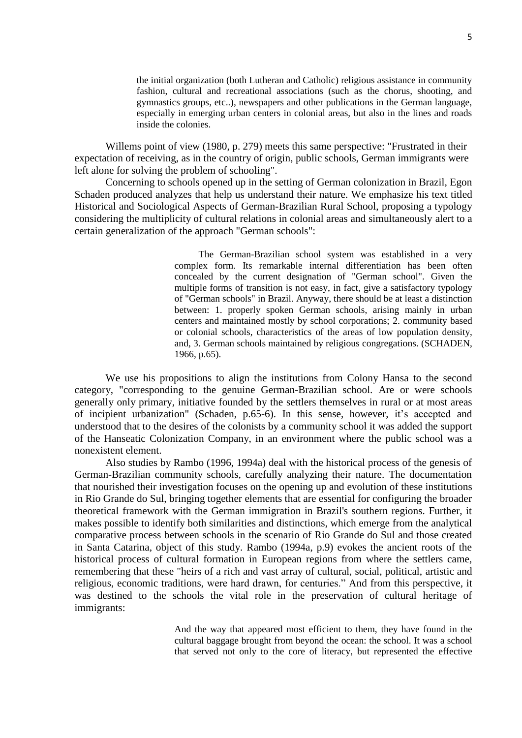> the initial organization (both Lutheran and Catholic) religious assistance in community fashion, cultural and recreational associations (such as the chorus, shooting, and gymnastics groups, etc..), newspapers and other publications in the German language, especially in emerging urban centers in colonial areas, but also in the lines and roads inside the colonies.

Willems point of view (1980, p. 279) meets this same perspective: "Frustrated in their expectation of receiving, as in the country of origin, public schools, German immigrants were left alone for solving the problem of schooling".

Concerning to schools opened up in the setting of German colonization in Brazil, Egon Schaden produced analyzes that help us understand their nature. We emphasize his text titled Historical and Sociological Aspects of German-Brazilian Rural School, proposing a typology considering the multiplicity of cultural relations in colonial areas and simultaneously alert to a certain generalization of the approach "German schools":

> The German-Brazilian school system was established in a very complex form. Its remarkable internal differentiation has been often concealed by the current designation of "German school". Given the multiple forms of transition is not easy, in fact, give a satisfactory typology of "German schools" in Brazil. Anyway, there should be at least a distinction between: 1. properly spoken German schools, arising mainly in urban centers and maintained mostly by school corporations; 2. community based or colonial schools, characteristics of the areas of low population density, and, 3. German schools maintained by religious congregations. (SCHADEN, 1966, p.65).

We use his propositions to align the institutions from Colony Hansa to the second category, "corresponding to the genuine German-Brazilian school. Are or were schools generally only primary, initiative founded by the settlers themselves in rural or at most areas of incipient urbanization" (Schaden, p.65-6). In this sense, however, it's accepted and understood that to the desires of the colonists by a community school it was added the support of the Hanseatic Colonization Company, in an environment where the public school was a nonexistent element.

Also studies by Rambo (1996, 1994a) deal with the historical process of the genesis of German-Brazilian community schools, carefully analyzing their nature. The documentation that nourished their investigation focuses on the opening up and evolution of these institutions in Rio Grande do Sul, bringing together elements that are essential for configuring the broader theoretical framework with the German immigration in Brazil's southern regions. Further, it makes possible to identify both similarities and distinctions, which emerge from the analytical comparative process between schools in the scenario of Rio Grande do Sul and those created in Santa Catarina, object of this study. Rambo (1994a, p.9) evokes the ancient roots of the historical process of cultural formation in European regions from where the settlers came, remembering that these "heirs of a rich and vast array of cultural, social, political, artistic and religious, economic traditions, were hard drawn, for centuries." And from this perspective, it was destined to the schools the vital role in the preservation of cultural heritage of immigrants:

> And the way that appeared most efficient to them, they have found in the cultural baggage brought from beyond the ocean: the school. It was a school that served not only to the core of literacy, but represented the effective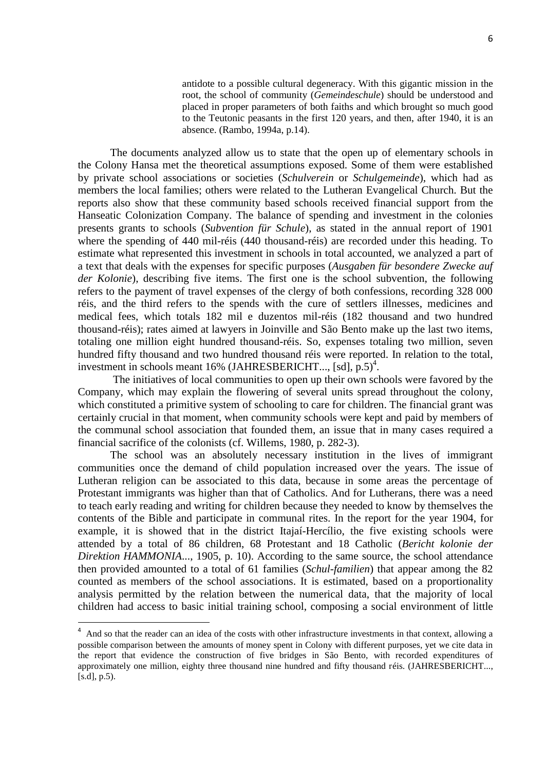> antidote to a possible cultural degeneracy. With this gigantic mission in the root, the school of community (*Gemeindeschule*) should be understood and placed in proper parameters of both faiths and which brought so much good to the Teutonic peasants in the first 120 years, and then, after 1940, it is an absence. (Rambo, 1994a, p.14).

The documents analyzed allow us to state that the open up of elementary schools in the Colony Hansa met the theoretical assumptions exposed. Some of them were established by private school associations or societies (*Schulverein* or *Schulgemeinde*), which had as members the local families; others were related to the Lutheran Evangelical Church. But the reports also show that these community based schools received financial support from the Hanseatic Colonization Company. The balance of spending and investment in the colonies presents grants to schools (*Subvention für Schule*), as stated in the annual report of 1901 where the spending of 440 mil-réis (440 thousand-réis) are recorded under this heading. To estimate what represented this investment in schools in total accounted, we analyzed a part of a text that deals with the expenses for specific purposes (*Ausgaben für besondere Zwecke auf der Kolonie*), describing five items. The first one is the school subvention, the following refers to the payment of travel expenses of the clergy of both confessions, recording 328 000 réis, and the third refers to the spends with the cure of settlers illnesses, medicines and medical fees, which totals 182 mil e duzentos mil-réis (182 thousand and two hundred thousand-réis); rates aimed at lawyers in Joinville and São Bento make up the last two items, totaling one million eight hundred thousand-réis. So, expenses totaling two million, seven hundred fifty thousand and two hundred thousand réis were reported. In relation to the total, investment in schools meant 16% (JAHRESBERICHT..., [sd], p.5)[4].

The initiatives of local communities to open up their own schools were favored by the Company, which may explain the flowering of several units spread throughout the colony, which constituted a primitive system of schooling to care for children. The financial grant was certainly crucial in that moment, when community schools were kept and paid by members of the communal school association that founded them, an issue that in many cases required a financial sacrifice of the colonists (cf. Willems, 1980, p. 282-3).

The school was an absolutely necessary institution in the lives of immigrant communities once the demand of child population increased over the years. The issue of Lutheran religion can be associated to this data, because in some areas the percentage of Protestant immigrants was higher than that of Catholics. And for Lutherans, there was a need to teach early reading and writing for children because they needed to know by themselves the contents of the Bible and participate in communal rites. In the report for the year 1904, for example, it is showed that in the district Itajaí-Hercílio, the five existing schools were attended by a total of 86 children, 68 Protestant and 18 Catholic (*Bericht kolonie der Direktion HAMMONIA*..., 1905, p. 10). According to the same source, the school attendance then provided amounted to a total of 61 families (*Schul-familien*) that appear among the 82 counted as members of the school associations. It is estimated, based on a proportionality analysis permitted by the relation between the numerical data, that the majority of local children had access to basic initial training school, composing a social environment of little

---

[4] And so that the reader can an idea of the costs with other infrastructure investments in that context, allowing a possible comparison between the amounts of money spent in Colony with different purposes, yet we cite data in the report that evidence the construction of five bridges in São Bento, with recorded expenditures of approximately one million, eighty three thousand nine hundred and fifty thousand réis. (JAHRESBERICHT..., [s.d], p.5).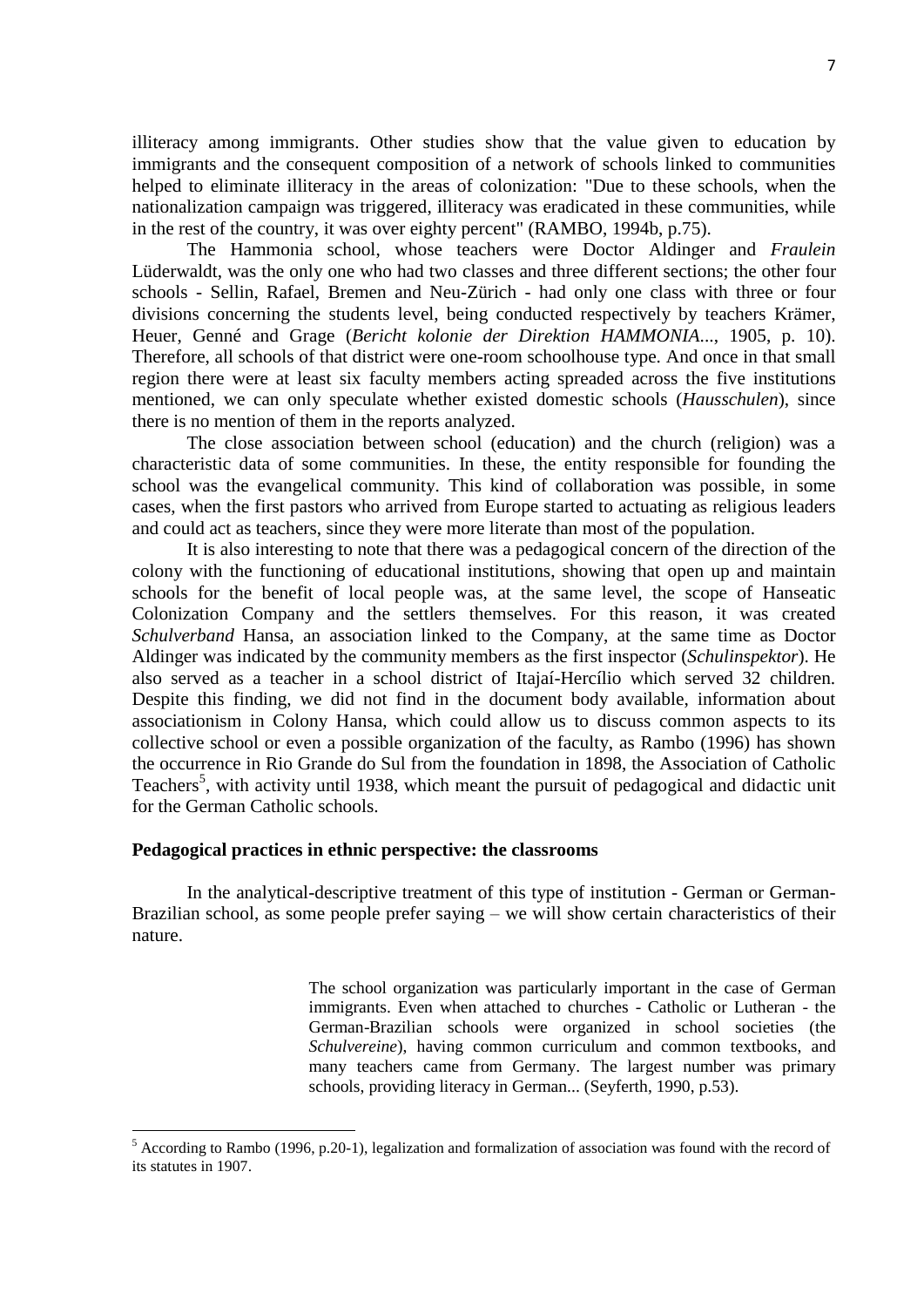illiteracy among immigrants. Other studies show that the value given to education by immigrants and the consequent composition of a network of schools linked to communities helped to eliminate illiteracy in the areas of colonization: "Due to these schools, when the nationalization campaign was triggered, illiteracy was eradicated in these communities, while in the rest of the country, it was over eighty percent" (RAMBO, 1994b, p.75).

The Hammonia school, whose teachers were Doctor Aldinger and *Fraulein* Lüderwaldt, was the only one who had two classes and three different sections; the other four schools - Sellin, Rafael, Bremen and Neu-Zürich - had only one class with three or four divisions concerning the students level, being conducted respectively by teachers Krämer, Heuer, Genné and Grage (*Bericht kolonie der Direktion HAMMONIA...*, 1905, p. 10). Therefore, all schools of that district were one-room schoolhouse type. And once in that small region there were at least six faculty members acting spreaded across the five institutions mentioned, we can only speculate whether existed domestic schools (*Hausschulen*), since there is no mention of them in the reports analyzed.

The close association between school (education) and the church (religion) was a characteristic data of some communities. In these, the entity responsible for founding the school was the evangelical community. This kind of collaboration was possible, in some cases, when the first pastors who arrived from Europe started to actuating as religious leaders and could act as teachers, since they were more literate than most of the population.

It is also interesting to note that there was a pedagogical concern of the direction of the colony with the functioning of educational institutions, showing that open up and maintain schools for the benefit of local people was, at the same level, the scope of Hanseatic Colonization Company and the settlers themselves. For this reason, it was created *Schulverband* Hansa, an association linked to the Company, at the same time as Doctor Aldinger was indicated by the community members as the first inspector (*Schulinspektor*). He also served as a teacher in a school district of Itajaí-Hercílio which served 32 children. Despite this finding, we did not find in the document body available, information about associationism in Colony Hansa, which could allow us to discuss common aspects to its collective school or even a possible organization of the faculty, as Rambo (1996) has shown the occurrence in Rio Grande do Sul from the foundation in 1898, the Association of Catholic Teachers[5], with activity until 1938, which meant the pursuit of pedagogical and didactic unit for the German Catholic schools.

### Pedagogical practices in ethnic perspective: the classrooms

In the analytical-descriptive treatment of this type of institution - German or German-Brazilian school, as some people prefer saying – we will show certain characteristics of their nature.

> The school organization was particularly important in the case of German immigrants. Even when attached to churches - Catholic or Lutheran - the German-Brazilian schools were organized in school societies (the *Schulvereine*), having common curriculum and common textbooks, and many teachers came from Germany. The largest number was primary schools, providing literacy in German... (Seyferth, 1990, p.53).

---

[5] According to Rambo (1996, p.20-1), legalization and formalization of association was found with the record of its statutes in 1907.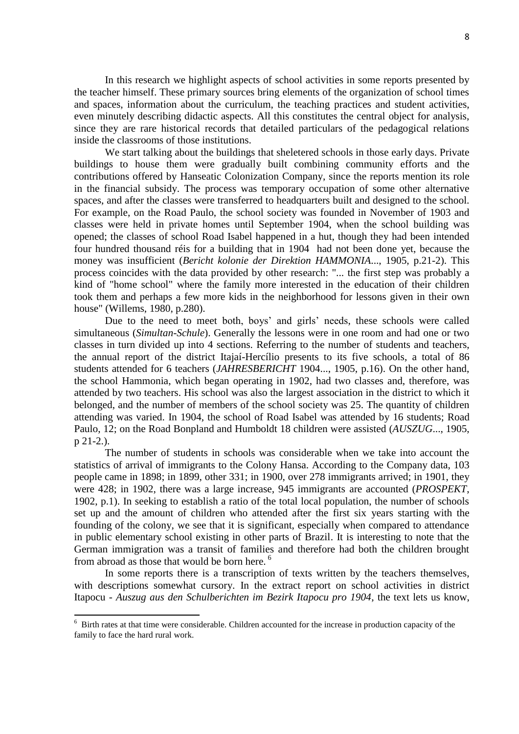In this research we highlight aspects of school activities in some reports presented by the teacher himself. These primary sources bring elements of the organization of school times and spaces, information about the curriculum, the teaching practices and student activities, even minutely describing didactic aspects. All this constitutes the central object for analysis, since they are rare historical records that detailed particulars of the pedagogical relations inside the classrooms of those institutions.

We start talking about the buildings that sheletered schools in those early days. Private buildings to house them were gradually built combining community efforts and the contributions offered by Hanseatic Colonization Company, since the reports mention its role in the financial subsidy. The process was temporary occupation of some other alternative spaces, and after the classes were transferred to headquarters built and designed to the school. For example, on the Road Paulo, the school society was founded in November of 1903 and classes were held in private homes until September 1904, when the school building was opened; the classes of school Road Isabel happened in a hut, though they had been intended four hundred thousand réis for a building that in 1904 had not been done yet, because the money was insufficient (*Bericht kolonie der Direktion HAMMONIA*..., 1905, p.21-2). This process coincides with the data provided by other research: "... the first step was probably a kind of "home school" where the family more interested in the education of their children took them and perhaps a few more kids in the neighborhood for lessons given in their own house" (Willems, 1980, p.280).

Due to the need to meet both, boys' and girls' needs, these schools were called simultaneous (*Simultan-Schule*). Generally the lessons were in one room and had one or two classes in turn divided up into 4 sections. Referring to the number of students and teachers, the annual report of the district Itajaí-Hercílio presents to its five schools, a total of 86 students attended for 6 teachers (*JAHRESBERICHT* 1904..., 1905, p.16). On the other hand, the school Hammonia, which began operating in 1902, had two classes and, therefore, was attended by two teachers. His school was also the largest association in the district to which it belonged, and the number of members of the school society was 25. The quantity of children attending was varied. In 1904, the school of Road Isabel was attended by 16 students; Road Paulo, 12; on the Road Bonpland and Humboldt 18 children were assisted (*AUSZUG*..., 1905, p 21-2.).

The number of students in schools was considerable when we take into account the statistics of arrival of immigrants to the Colony Hansa. According to the Company data, 103 people came in 1898; in 1899, other 331; in 1900, over 278 immigrants arrived; in 1901, they were 428; in 1902, there was a large increase, 945 immigrants are accounted (*PROSPEKT*, 1902, p.1). In seeking to establish a ratio of the total local population, the number of schools set up and the amount of children who attended after the first six years starting with the founding of the colony, we see that it is significant, especially when compared to attendance in public elementary school existing in other parts of Brazil. It is interesting to note that the German immigration was a transit of families and therefore had both the children brought from abroad as those that would be born here. [6]

In some reports there is a transcription of texts written by the teachers themselves, with descriptions somewhat cursory. In the extract report on school activities in district Itapocu - *Auszug aus den Schulberichten im Bezirk Itapocu pro 1904*, the text lets us know,

---

[6] Birth rates at that time were considerable. Children accounted for the increase in production capacity of the family to face the hard rural work.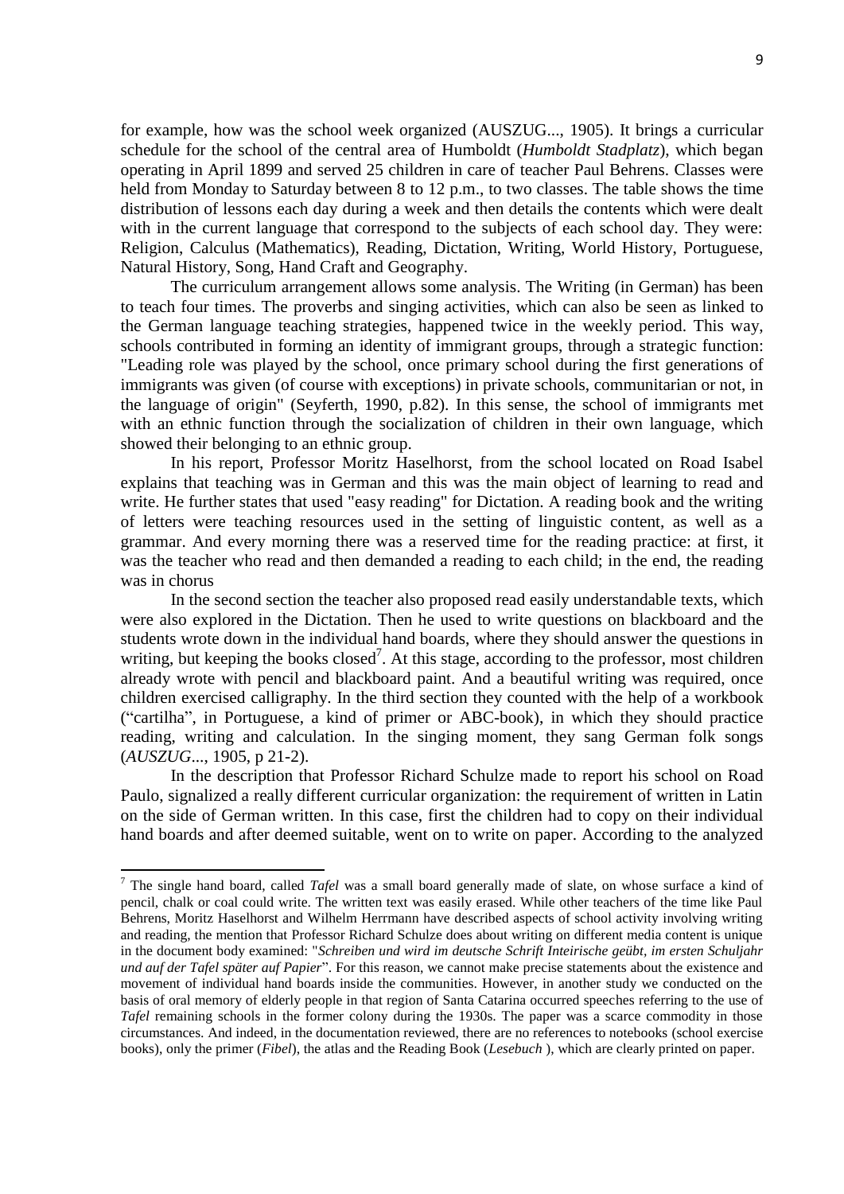for example, how was the school week organized (AUSZUG..., 1905). It brings a curricular schedule for the school of the central area of Humboldt (*Humboldt Stadplatz*), which began operating in April 1899 and served 25 children in care of teacher Paul Behrens. Classes were held from Monday to Saturday between 8 to 12 p.m., to two classes. The table shows the time distribution of lessons each day during a week and then details the contents which were dealt with in the current language that correspond to the subjects of each school day. They were: Religion, Calculus (Mathematics), Reading, Dictation, Writing, World History, Portuguese, Natural History, Song, Hand Craft and Geography.

The curriculum arrangement allows some analysis. The Writing (in German) has been to teach four times. The proverbs and singing activities, which can also be seen as linked to the German language teaching strategies, happened twice in the weekly period. This way, schools contributed in forming an identity of immigrant groups, through a strategic function: "Leading role was played by the school, once primary school during the first generations of immigrants was given (of course with exceptions) in private schools, communitarian or not, in the language of origin" (Seyferth, 1990, p.82). In this sense, the school of immigrants met with an ethnic function through the socialization of children in their own language, which showed their belonging to an ethnic group.

In his report, Professor Moritz Haselhorst, from the school located on Road Isabel explains that teaching was in German and this was the main object of learning to read and write. He further states that used "easy reading" for Dictation. A reading book and the writing of letters were teaching resources used in the setting of linguistic content, as well as a grammar. And every morning there was a reserved time for the reading practice: at first, it was the teacher who read and then demanded a reading to each child; in the end, the reading was in chorus

In the second section the teacher also proposed read easily understandable texts, which were also explored in the Dictation. Then he used to write questions on blackboard and the students wrote down in the individual hand boards, where they should answer the questions in writing, but keeping the books closed[7]. At this stage, according to the professor, most children already wrote with pencil and blackboard paint. And a beautiful writing was required, once children exercised calligraphy. In the third section they counted with the help of a workbook ("cartilha", in Portuguese, a kind of primer or ABC-book), in which they should practice reading, writing and calculation. In the singing moment, they sang German folk songs (*AUSZUG*..., 1905, p 21-2).

In the description that Professor Richard Schulze made to report his school on Road Paulo, signalized a really different curricular organization: the requirement of written in Latin on the side of German written. In this case, first the children had to copy on their individual hand boards and after deemed suitable, went on to write on paper. According to the analyzed

---

[7] The single hand board, called *Tafel* was a small board generally made of slate, on whose surface a kind of pencil, chalk or coal could write. The written text was easily erased. While other teachers of the time like Paul Behrens, Moritz Haselhorst and Wilhelm Herrmann have described aspects of school activity involving writing and reading, the mention that Professor Richard Schulze does about writing on different media content is unique in the document body examined: "*Schreiben und wird im deutsche Schrift Inteirische geübt, im ersten Schuljahr und auf der Tafel später auf Papier*". For this reason, we cannot make precise statements about the existence and movement of individual hand boards inside the communities. However, in another study we conducted on the basis of oral memory of elderly people in that region of Santa Catarina occurred speeches referring to the use of *Tafel* remaining schools in the former colony during the 1930s. The paper was a scarce commodity in those circumstances. And indeed, in the documentation reviewed, there are no references to notebooks (school exercise books), only the primer (*Fibel*), the atlas and the Reading Book (*Lesebuch* ), which are clearly printed on paper.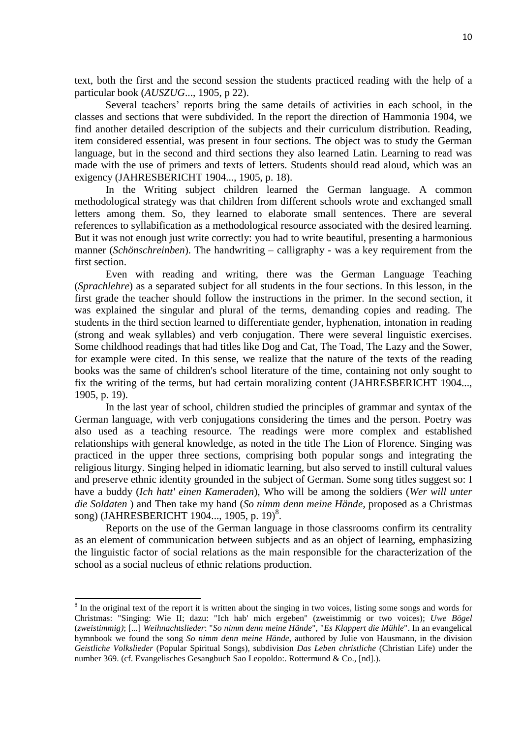text, both the first and the second session the students practiced reading with the help of a particular book (*AUSZUG*..., 1905, p 22).

Several teachers' reports bring the same details of activities in each school, in the classes and sections that were subdivided. In the report the direction of Hammonia 1904, we find another detailed description of the subjects and their curriculum distribution. Reading, item considered essential, was present in four sections. The object was to study the German language, but in the second and third sections they also learned Latin. Learning to read was made with the use of primers and texts of letters. Students should read aloud, which was an exigency (JAHRESBERICHT 1904..., 1905, p. 18).

In the Writing subject children learned the German language. A common methodological strategy was that children from different schools wrote and exchanged small letters among them. So, they learned to elaborate small sentences. There are several references to syllabification as a methodological resource associated with the desired learning. But it was not enough just write correctly: you had to write beautiful, presenting a harmonious manner (*Schönschreinben*). The handwriting – calligraphy - was a key requirement from the first section.

Even with reading and writing, there was the German Language Teaching (*Sprachlehre*) as a separated subject for all students in the four sections. In this lesson, in the first grade the teacher should follow the instructions in the primer. In the second section, it was explained the singular and plural of the terms, demanding copies and reading. The students in the third section learned to differentiate gender, hyphenation, intonation in reading (strong and weak syllables) and verb conjugation. There were several linguistic exercises. Some childhood readings that had titles like Dog and Cat, The Toad, The Lazy and the Sower, for example were cited. In this sense, we realize that the nature of the texts of the reading books was the same of children's school literature of the time, containing not only sought to fix the writing of the terms, but had certain moralizing content (JAHRESBERICHT 1904..., 1905, p. 19).

In the last year of school, children studied the principles of grammar and syntax of the German language, with verb conjugations considering the times and the person. Poetry was also used as a teaching resource. The readings were more complex and established relationships with general knowledge, as noted in the title The Lion of Florence. Singing was practiced in the upper three sections, comprising both popular songs and integrating the religious liturgy. Singing helped in idiomatic learning, but also served to instill cultural values and preserve ethnic identity grounded in the subject of German. Some song titles suggest so: I have a buddy (*Ich hatt' einen Kameraden*), Who will be among the soldiers (*Wer will unter die Soldaten* ) and Then take my hand (*So nimm denn meine Hände*, proposed as a Christmas song) (JAHRESBERICHT 1904..., 1905, p. 19)[8].

Reports on the use of the German language in those classrooms confirm its centrality as an element of communication between subjects and as an object of learning, emphasizing the linguistic factor of social relations as the main responsible for the characterization of the school as a social nucleus of ethnic relations production.

---

[8] In the original text of the report it is written about the singing in two voices, listing some songs and words for Christmas: "Singing: Wie II; dazu: "Ich hab' mich ergeben" (zweistimmig or two voices); *Uwe Bögel* (*zweistimmig)*; [...] *Weihnachtslieder*: "*So nimm denn meine Hände*", "*Es Klappert die Mühle*". In an evangelical hymnbook we found the song *So nimm denn meine Hände*, authored by Julie von Hausmann, in the division *Geistliche Volkslieder* (Popular Spiritual Songs), subdivision *Das Leben christliche* (Christian Life) under the number 369. (cf. Evangelisches Gesangbuch Sao Leopoldo:. Rottermund & Co., [nd].).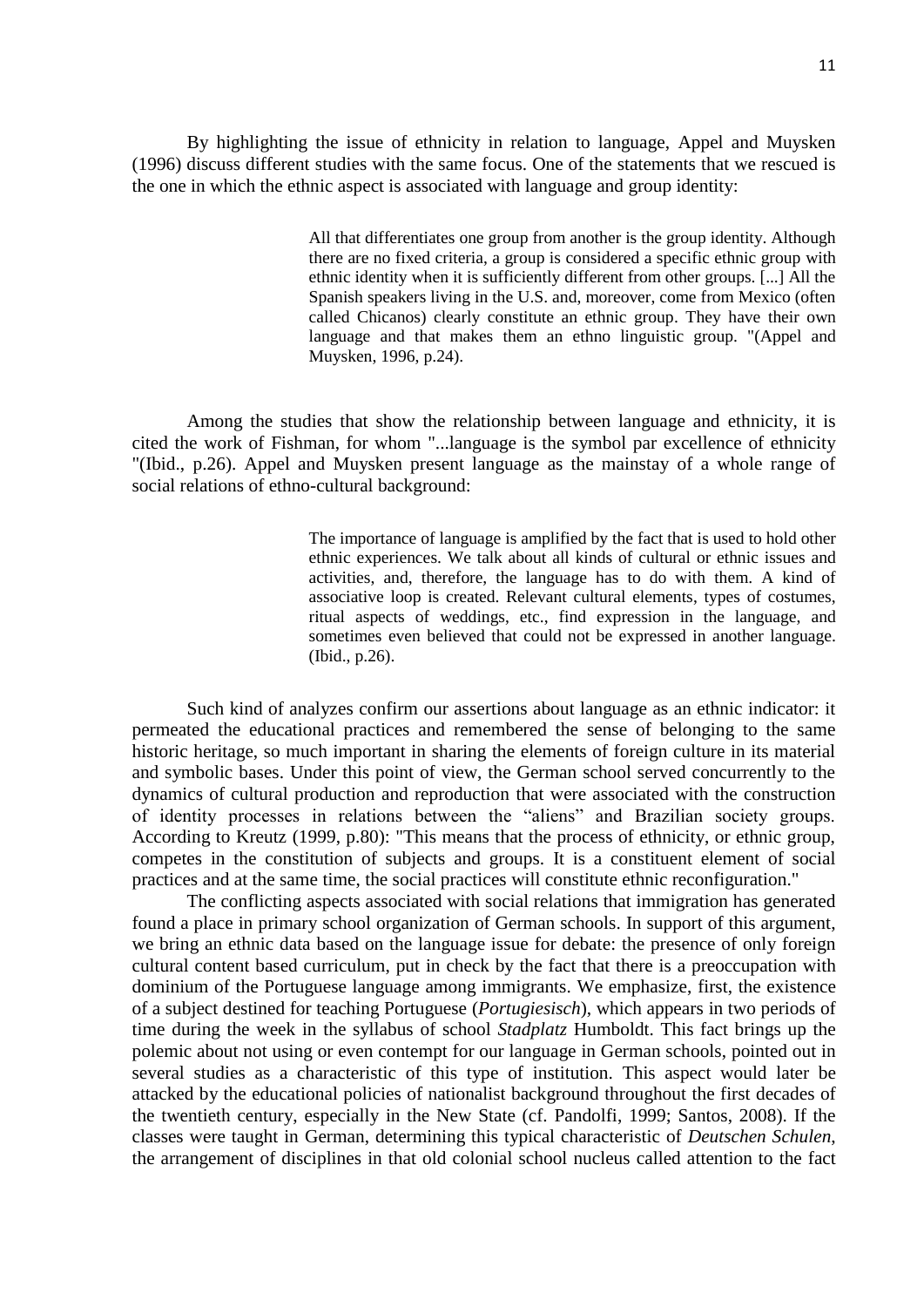By highlighting the issue of ethnicity in relation to language, Appel and Muysken (1996) discuss different studies with the same focus. One of the statements that we rescued is the one in which the ethnic aspect is associated with language and group identity:

> All that differentiates one group from another is the group identity. Although there are no fixed criteria, a group is considered a specific ethnic group with ethnic identity when it is sufficiently different from other groups. [...] All the Spanish speakers living in the U.S. and, moreover, come from Mexico (often called Chicanos) clearly constitute an ethnic group. They have their own language and that makes them an ethno linguistic group. "(Appel and Muysken, 1996, p.24).

Among the studies that show the relationship between language and ethnicity, it is cited the work of Fishman, for whom "...language is the symbol par excellence of ethnicity "(Ibid., p.26). Appel and Muysken present language as the mainstay of a whole range of social relations of ethno-cultural background:

> The importance of language is amplified by the fact that is used to hold other ethnic experiences. We talk about all kinds of cultural or ethnic issues and activities, and, therefore, the language has to do with them. A kind of associative loop is created. Relevant cultural elements, types of costumes, ritual aspects of weddings, etc., find expression in the language, and sometimes even believed that could not be expressed in another language. (Ibid., p.26).

Such kind of analyzes confirm our assertions about language as an ethnic indicator: it permeated the educational practices and remembered the sense of belonging to the same historic heritage, so much important in sharing the elements of foreign culture in its material and symbolic bases. Under this point of view, the German school served concurrently to the dynamics of cultural production and reproduction that were associated with the construction of identity processes in relations between the "aliens" and Brazilian society groups. According to Kreutz (1999, p.80): "This means that the process of ethnicity, or ethnic group, competes in the constitution of subjects and groups. It is a constituent element of social practices and at the same time, the social practices will constitute ethnic reconfiguration."

The conflicting aspects associated with social relations that immigration has generated found a place in primary school organization of German schools. In support of this argument, we bring an ethnic data based on the language issue for debate: the presence of only foreign cultural content based curriculum, put in check by the fact that there is a preoccupation with dominium of the Portuguese language among immigrants. We emphasize, first, the existence of a subject destined for teaching Portuguese (*Portugiesisch*), which appears in two periods of time during the week in the syllabus of school *Stadplatz* Humboldt. This fact brings up the polemic about not using or even contempt for our language in German schools, pointed out in several studies as a characteristic of this type of institution. This aspect would later be attacked by the educational policies of nationalist background throughout the first decades of the twentieth century, especially in the New State (cf. Pandolfi, 1999; Santos, 2008). If the classes were taught in German, determining this typical characteristic of *Deutschen Schulen*, the arrangement of disciplines in that old colonial school nucleus called attention to the fact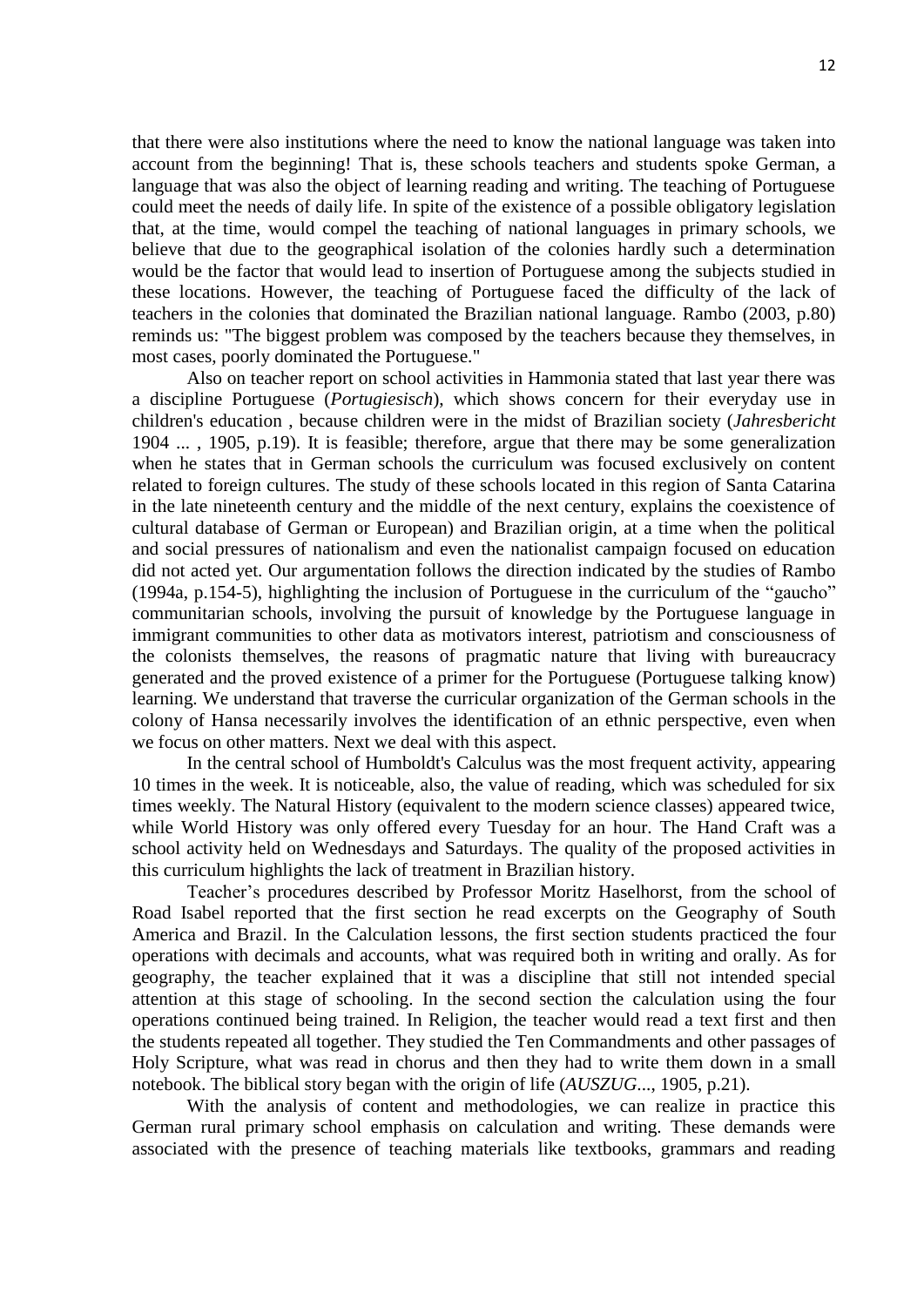that there were also institutions where the need to know the national language was taken into account from the beginning! That is, these schools teachers and students spoke German, a language that was also the object of learning reading and writing. The teaching of Portuguese could meet the needs of daily life. In spite of the existence of a possible obligatory legislation that, at the time, would compel the teaching of national languages in primary schools, we believe that due to the geographical isolation of the colonies hardly such a determination would be the factor that would lead to insertion of Portuguese among the subjects studied in these locations. However, the teaching of Portuguese faced the difficulty of the lack of teachers in the colonies that dominated the Brazilian national language. Rambo (2003, p.80) reminds us: "The biggest problem was composed by the teachers because they themselves, in most cases, poorly dominated the Portuguese."

Also on teacher report on school activities in Hammonia stated that last year there was a discipline Portuguese (*Portugiesisch*), which shows concern for their everyday use in children's education , because children were in the midst of Brazilian society (*Jahresbericht* 1904 ... , 1905, p.19). It is feasible; therefore, argue that there may be some generalization when he states that in German schools the curriculum was focused exclusively on content related to foreign cultures. The study of these schools located in this region of Santa Catarina in the late nineteenth century and the middle of the next century, explains the coexistence of cultural database of German or European) and Brazilian origin, at a time when the political and social pressures of nationalism and even the nationalist campaign focused on education did not acted yet. Our argumentation follows the direction indicated by the studies of Rambo (1994a, p.154-5), highlighting the inclusion of Portuguese in the curriculum of the "gaucho" communitarian schools, involving the pursuit of knowledge by the Portuguese language in immigrant communities to other data as motivators interest, patriotism and consciousness of the colonists themselves, the reasons of pragmatic nature that living with bureaucracy generated and the proved existence of a primer for the Portuguese (Portuguese talking know) learning. We understand that traverse the curricular organization of the German schools in the colony of Hansa necessarily involves the identification of an ethnic perspective, even when we focus on other matters. Next we deal with this aspect.

In the central school of Humboldt's Calculus was the most frequent activity, appearing 10 times in the week. It is noticeable, also, the value of reading, which was scheduled for six times weekly. The Natural History (equivalent to the modern science classes) appeared twice, while World History was only offered every Tuesday for an hour. The Hand Craft was a school activity held on Wednesdays and Saturdays. The quality of the proposed activities in this curriculum highlights the lack of treatment in Brazilian history.

Teacher's procedures described by Professor Moritz Haselhorst, from the school of Road Isabel reported that the first section he read excerpts on the Geography of South America and Brazil. In the Calculation lessons, the first section students practiced the four operations with decimals and accounts, what was required both in writing and orally. As for geography, the teacher explained that it was a discipline that still not intended special attention at this stage of schooling. In the second section the calculation using the four operations continued being trained. In Religion, the teacher would read a text first and then the students repeated all together. They studied the Ten Commandments and other passages of Holy Scripture, what was read in chorus and then they had to write them down in a small notebook. The biblical story began with the origin of life (*AUSZUG*..., 1905, p.21).

With the analysis of content and methodologies, we can realize in practice this German rural primary school emphasis on calculation and writing. These demands were associated with the presence of teaching materials like textbooks, grammars and reading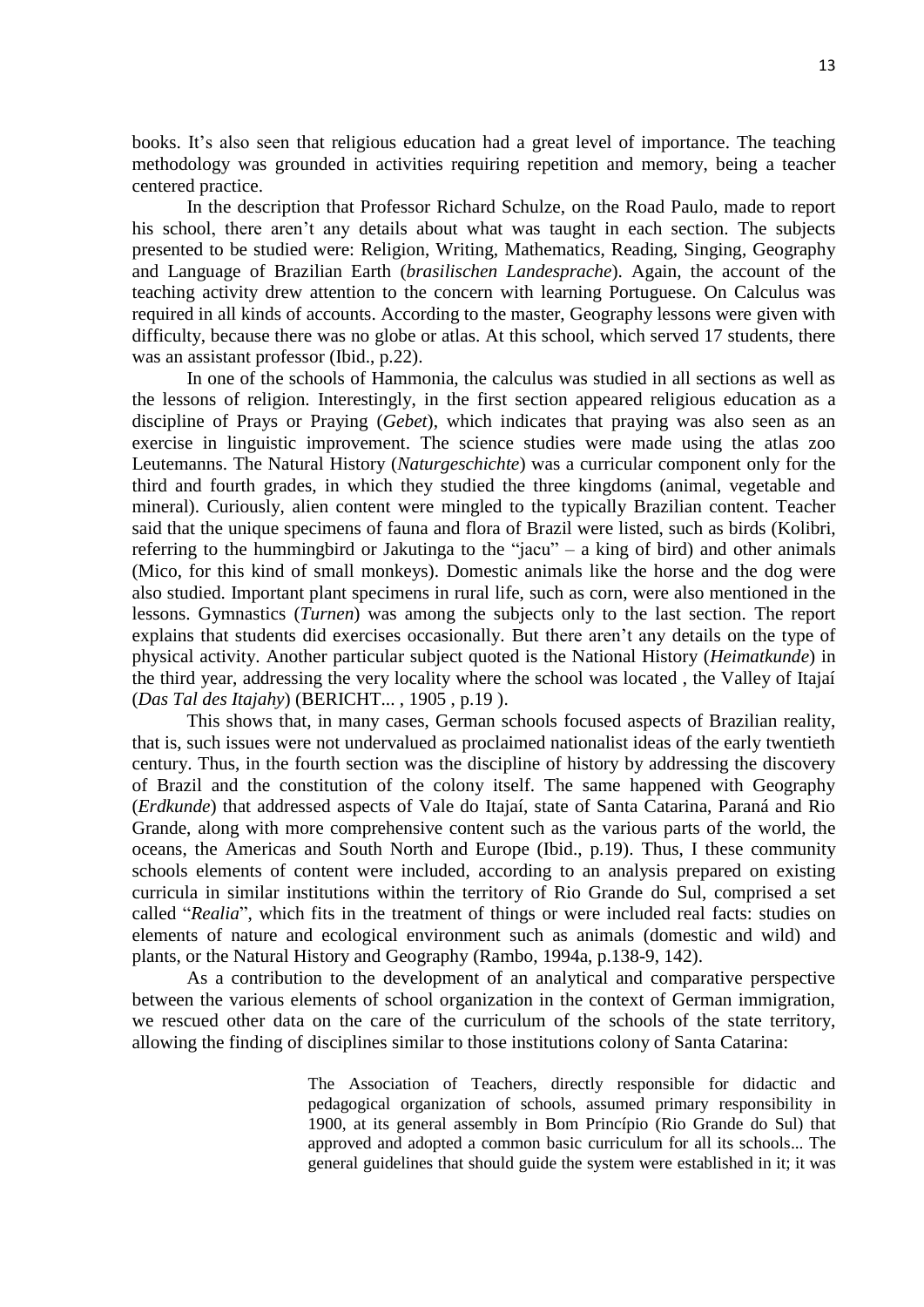books. It's also seen that religious education had a great level of importance. The teaching methodology was grounded in activities requiring repetition and memory, being a teacher centered practice.

In the description that Professor Richard Schulze, on the Road Paulo, made to report his school, there aren't any details about what was taught in each section. The subjects presented to be studied were: Religion, Writing, Mathematics, Reading, Singing, Geography and Language of Brazilian Earth (*brasilischen Landesprache*). Again, the account of the teaching activity drew attention to the concern with learning Portuguese. On Calculus was required in all kinds of accounts. According to the master, Geography lessons were given with difficulty, because there was no globe or atlas. At this school, which served 17 students, there was an assistant professor (Ibid., p.22).

In one of the schools of Hammonia, the calculus was studied in all sections as well as the lessons of religion. Interestingly, in the first section appeared religious education as a discipline of Prays or Praying (*Gebet*), which indicates that praying was also seen as an exercise in linguistic improvement. The science studies were made using the atlas zoo Leutemanns. The Natural History (*Naturgeschichte*) was a curricular component only for the third and fourth grades, in which they studied the three kingdoms (animal, vegetable and mineral). Curiously, alien content were mingled to the typically Brazilian content. Teacher said that the unique specimens of fauna and flora of Brazil were listed, such as birds (Kolibri, referring to the hummingbird or Jakutinga to the "jacu" – a king of bird) and other animals (Mico, for this kind of small monkeys). Domestic animals like the horse and the dog were also studied. Important plant specimens in rural life, such as corn, were also mentioned in the lessons. Gymnastics (*Turnen*) was among the subjects only to the last section. The report explains that students did exercises occasionally. But there aren't any details on the type of physical activity. Another particular subject quoted is the National History (*Heimatkunde*) in the third year, addressing the very locality where the school was located , the Valley of Itajaí (*Das Tal des Itajahy*) (BERICHT... , 1905 , p.19 ).

This shows that, in many cases, German schools focused aspects of Brazilian reality, that is, such issues were not undervalued as proclaimed nationalist ideas of the early twentieth century. Thus, in the fourth section was the discipline of history by addressing the discovery of Brazil and the constitution of the colony itself. The same happened with Geography (*Erdkunde*) that addressed aspects of Vale do Itajaí, state of Santa Catarina, Paraná and Rio Grande, along with more comprehensive content such as the various parts of the world, the oceans, the Americas and South North and Europe (Ibid., p.19). Thus, I these community schools elements of content were included, according to an analysis prepared on existing curricula in similar institutions within the territory of Rio Grande do Sul, comprised a set called "*Realia*", which fits in the treatment of things or were included real facts: studies on elements of nature and ecological environment such as animals (domestic and wild) and plants, or the Natural History and Geography (Rambo, 1994a, p.138-9, 142).

As a contribution to the development of an analytical and comparative perspective between the various elements of school organization in the context of German immigration, we rescued other data on the care of the curriculum of the schools of the state territory, allowing the finding of disciplines similar to those institutions colony of Santa Catarina:

> The Association of Teachers, directly responsible for didactic and pedagogical organization of schools, assumed primary responsibility in 1900, at its general assembly in Bom Princípio (Rio Grande do Sul) that approved and adopted a common basic curriculum for all its schools... The general guidelines that should guide the system were established in it; it was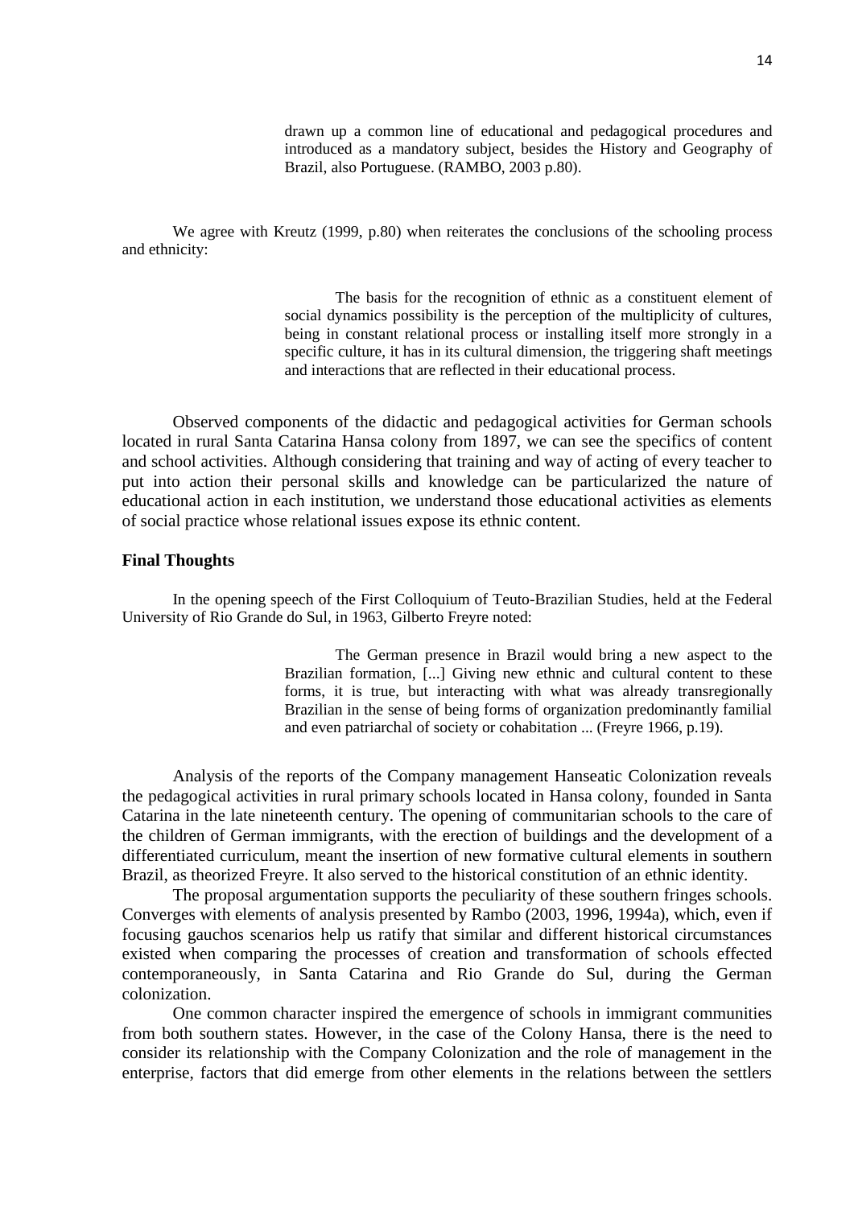> drawn up a common line of educational and pedagogical procedures and introduced as a mandatory subject, besides the History and Geography of Brazil, also Portuguese. (RAMBO, 2003 p.80).

We agree with Kreutz (1999, p.80) when reiterates the conclusions of the schooling process and ethnicity:

> The basis for the recognition of ethnic as a constituent element of social dynamics possibility is the perception of the multiplicity of cultures, being in constant relational process or installing itself more strongly in a specific culture, it has in its cultural dimension, the triggering shaft meetings and interactions that are reflected in their educational process.

Observed components of the didactic and pedagogical activities for German schools located in rural Santa Catarina Hansa colony from 1897, we can see the specifics of content and school activities. Although considering that training and way of acting of every teacher to put into action their personal skills and knowledge can be particularized the nature of educational action in each institution, we understand those educational activities as elements of social practice whose relational issues expose its ethnic content.

**Final Thoughts**

In the opening speech of the First Colloquium of Teuto-Brazilian Studies, held at the Federal University of Rio Grande do Sul, in 1963, Gilberto Freyre noted:

> The German presence in Brazil would bring a new aspect to the Brazilian formation, [...] Giving new ethnic and cultural content to these forms, it is true, but interacting with what was already transregionally Brazilian in the sense of being forms of organization predominantly familial and even patriarchal of society or cohabitation ... (Freyre 1966, p.19).

Analysis of the reports of the Company management Hanseatic Colonization reveals the pedagogical activities in rural primary schools located in Hansa colony, founded in Santa Catarina in the late nineteenth century. The opening of communitarian schools to the care of the children of German immigrants, with the erection of buildings and the development of a differentiated curriculum, meant the insertion of new formative cultural elements in southern Brazil, as theorized Freyre. It also served to the historical constitution of an ethnic identity.

The proposal argumentation supports the peculiarity of these southern fringes schools. Converges with elements of analysis presented by Rambo (2003, 1996, 1994a), which, even if focusing gauchos scenarios help us ratify that similar and different historical circumstances existed when comparing the processes of creation and transformation of schools effected contemporaneously, in Santa Catarina and Rio Grande do Sul, during the German colonization.

One common character inspired the emergence of schools in immigrant communities from both southern states. However, in the case of the Colony Hansa, there is the need to consider its relationship with the Company Colonization and the role of management in the enterprise, factors that did emerge from other elements in the relations between the settlers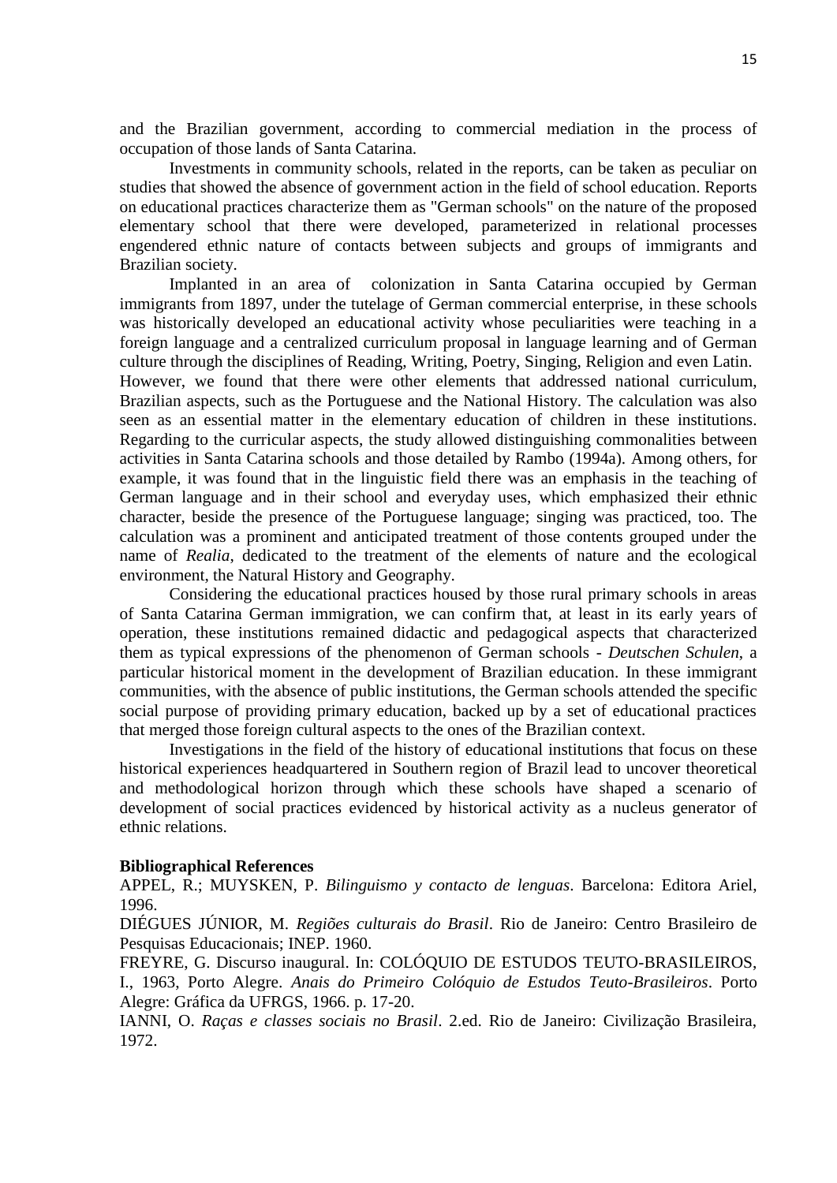and the Brazilian government, according to commercial mediation in the process of occupation of those lands of Santa Catarina.

Investments in community schools, related in the reports, can be taken as peculiar on studies that showed the absence of government action in the field of school education. Reports on educational practices characterize them as "German schools" on the nature of the proposed elementary school that there were developed, parameterized in relational processes engendered ethnic nature of contacts between subjects and groups of immigrants and Brazilian society.

Implanted in an area of colonization in Santa Catarina occupied by German immigrants from 1897, under the tutelage of German commercial enterprise, in these schools was historically developed an educational activity whose peculiarities were teaching in a foreign language and a centralized curriculum proposal in language learning and of German culture through the disciplines of Reading, Writing, Poetry, Singing, Religion and even Latin. However, we found that there were other elements that addressed national curriculum, Brazilian aspects, such as the Portuguese and the National History. The calculation was also seen as an essential matter in the elementary education of children in these institutions. Regarding to the curricular aspects, the study allowed distinguishing commonalities between activities in Santa Catarina schools and those detailed by Rambo (1994a). Among others, for example, it was found that in the linguistic field there was an emphasis in the teaching of German language and in their school and everyday uses, which emphasized their ethnic character, beside the presence of the Portuguese language; singing was practiced, too. The calculation was a prominent and anticipated treatment of those contents grouped under the name of *Realia*, dedicated to the treatment of the elements of nature and the ecological environment, the Natural History and Geography.

Considering the educational practices housed by those rural primary schools in areas of Santa Catarina German immigration, we can confirm that, at least in its early years of operation, these institutions remained didactic and pedagogical aspects that characterized them as typical expressions of the phenomenon of German schools - *Deutschen Schulen*, a particular historical moment in the development of Brazilian education. In these immigrant communities, with the absence of public institutions, the German schools attended the specific social purpose of providing primary education, backed up by a set of educational practices that merged those foreign cultural aspects to the ones of the Brazilian context.

Investigations in the field of the history of educational institutions that focus on these historical experiences headquartered in Southern region of Brazil lead to uncover theoretical and methodological horizon through which these schools have shaped a scenario of development of social practices evidenced by historical activity as a nucleus generator of ethnic relations.

**Bibliographical References**

APPEL, R.; MUYSKEN, P. *Bilinguismo y contacto de lenguas*. Barcelona: Editora Ariel, 1996.

DIÉGUES JÚNIOR, M. *Regiões culturais do Brasil*. Rio de Janeiro: Centro Brasileiro de Pesquisas Educacionais; INEP. 1960.

FREYRE, G. Discurso inaugural. In: COLÓQUIO DE ESTUDOS TEUTO-BRASILEIROS, I., 1963, Porto Alegre. *Anais do Primeiro Colóquio de Estudos Teuto-Brasileiros*. Porto Alegre: Gráfica da UFRGS, 1966. p. 17-20.

IANNI, O. *Raças e classes sociais no Brasil*. 2.ed. Rio de Janeiro: Civilização Brasileira, 1972.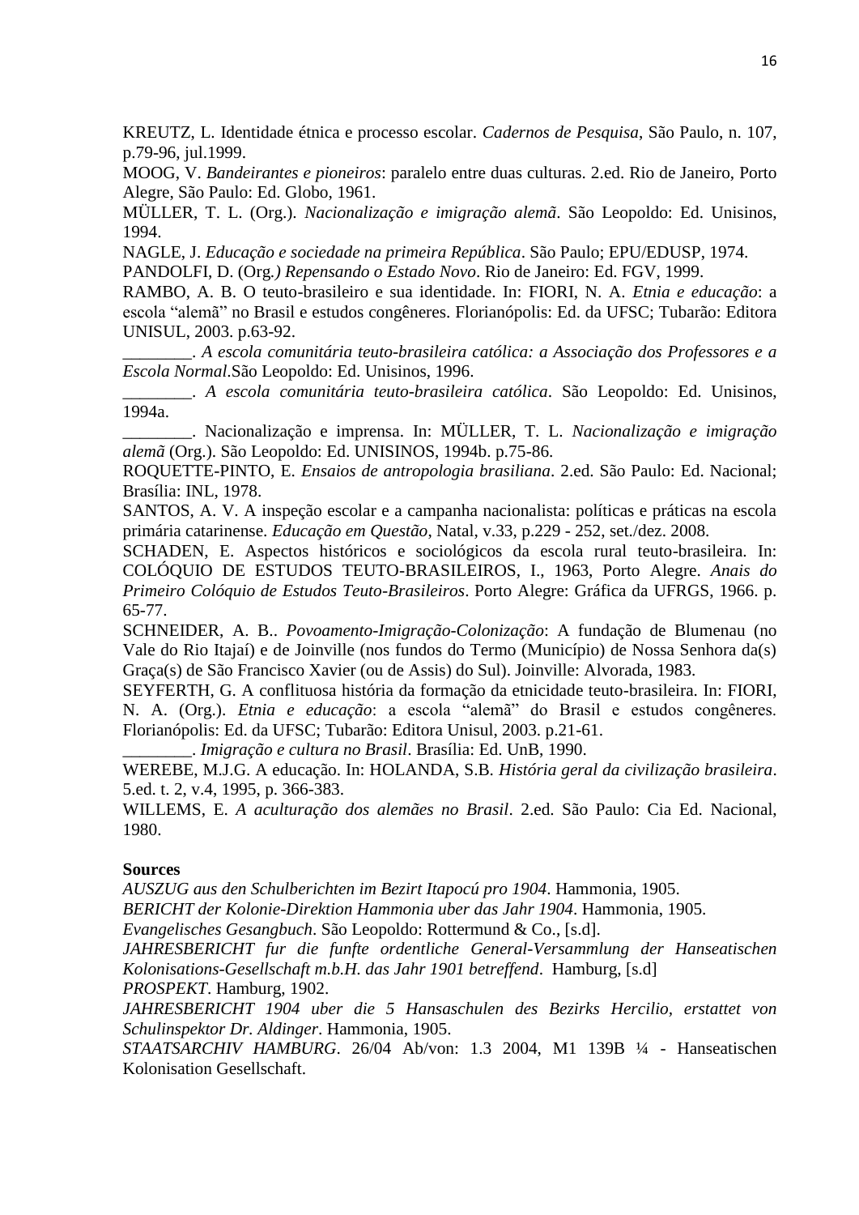KREUTZ, L. Identidade étnica e processo escolar. *Cadernos de Pesquisa*, São Paulo, n. 107, p.79-96, jul.1999.

MOOG, V. *Bandeirantes e pioneiros*: paralelo entre duas culturas. 2.ed. Rio de Janeiro, Porto Alegre, São Paulo: Ed. Globo, 1961.

MÜLLER, T. L. (Org.). *Nacionalização e imigração alemã*. São Leopoldo: Ed. Unisinos, 1994.

NAGLE, J. *Educação e sociedade na primeira República*. São Paulo; EPU/EDUSP, 1974.

PANDOLFI, D. (Org*.) Repensando o Estado Novo*. Rio de Janeiro: Ed. FGV, 1999.

RAMBO, A. B. O teuto-brasileiro e sua identidade. In: FIORI, N. A. *Etnia e educação*: a escola "alemã" no Brasil e estudos congêneres. Florianópolis: Ed. da UFSC; Tubarão: Editora UNISUL, 2003. p.63-92.

________. *A escola comunitária teuto-brasileira católica: a Associação dos Professores e a Escola Normal*.São Leopoldo: Ed. Unisinos, 1996.

________. *A escola comunitária teuto-brasileira católica*. São Leopoldo: Ed. Unisinos, 1994a.

________. Nacionalização e imprensa. In: MÜLLER, T. L. *Nacionalização e imigração alemã* (Org.). São Leopoldo: Ed. UNISINOS, 1994b. p.75-86.

ROQUETTE-PINTO, E. *Ensaios de antropologia brasiliana*. 2.ed. São Paulo: Ed. Nacional; Brasília: INL, 1978.

SANTOS, A. V. A inspeção escolar e a campanha nacionalista: políticas e práticas na escola primária catarinense. *Educação em Questão*, Natal, v.33, p.229 - 252, set./dez. 2008.

SCHADEN, E. Aspectos históricos e sociológicos da escola rural teuto-brasileira. In: COLÓQUIO DE ESTUDOS TEUTO-BRASILEIROS, I., 1963, Porto Alegre. *Anais do Primeiro Colóquio de Estudos Teuto-Brasileiros*. Porto Alegre: Gráfica da UFRGS, 1966. p. 65-77.

SCHNEIDER, A. B.. *Povoamento-Imigração-Colonização*: A fundação de Blumenau (no Vale do Rio Itajaí) e de Joinville (nos fundos do Termo (Município) de Nossa Senhora da(s) Graça(s) de São Francisco Xavier (ou de Assis) do Sul). Joinville: Alvorada, 1983.

SEYFERTH, G. A conflituosa história da formação da etnicidade teuto-brasileira. In: FIORI, N. A. (Org.). *Etnia e educação*: a escola "alemã" do Brasil e estudos congêneres. Florianópolis: Ed. da UFSC; Tubarão: Editora Unisul, 2003. p.21-61.

________. *Imigração e cultura no Brasil*. Brasília: Ed. UnB, 1990.

WEREBE, M.J.G. A educação. In: HOLANDA, S.B. *História geral da civilização brasileira*. 5.ed. t. 2, v.4, 1995, p. 366-383.

WILLEMS, E. *A aculturação dos alemães no Brasil*. 2.ed. São Paulo: Cia Ed. Nacional, 1980.

**Sources**

*AUSZUG aus den Schulberichten im Bezirt Itapocú pro 1904*. Hammonia, 1905.

*BERICHT der Kolonie-Direktion Hammonia uber das Jahr 1904*. Hammonia, 1905.

*Evangelisches Gesangbuch*. São Leopoldo: Rottermund & Co., [s.d].

*JAHRESBERICHT fur die funfte ordentliche General-Versammlung der Hanseatischen Kolonisations-Gesellschaft m.b.H. das Jahr 1901 betreffend*. Hamburg, [s.d]

*PROSPEKT*. Hamburg, 1902.

*JAHRESBERICHT 1904 uber die 5 Hansaschulen des Bezirks Hercilio, erstattet von Schulinspektor Dr. Aldinger*. Hammonia, 1905.

*STAATSARCHIV HAMBURG*. 26/04 Ab/von: 1.3 2004, M1 139B ¼ - Hanseatischen Kolonisation Gesellschaft.